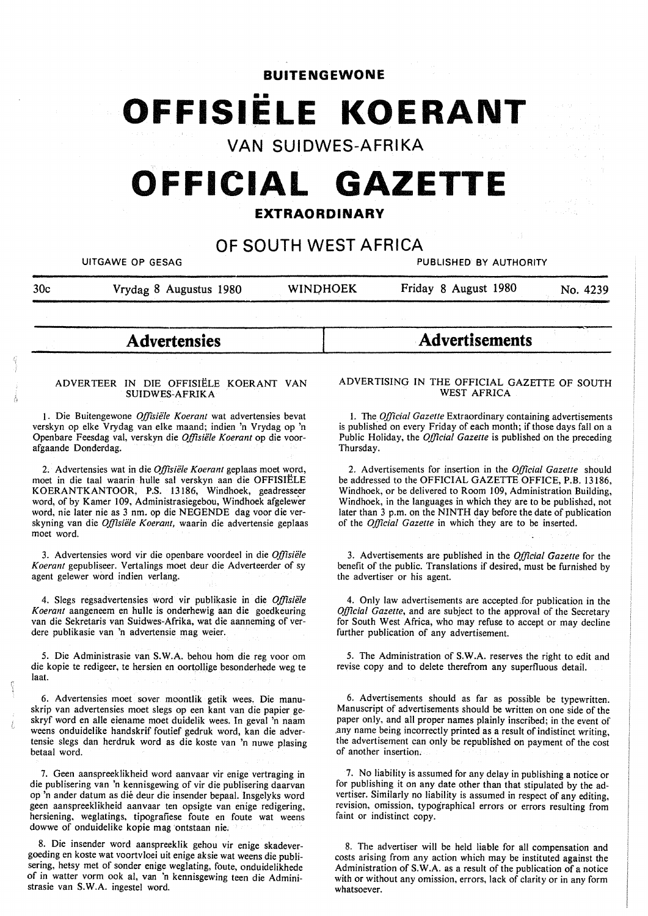# BUITENGEWONE

# OFFISIËLE KOERANT

## VAN SUIDWES-AFRIKA

# OFFICIAL GAZETTE

## EXTRAORDINARY

## OF SOUTH WEST AFRICA

UITGAWE OP GESAG — PUBLISHED BY AUTHORITY

30c — Vrydag 8 Augustus 1980 — WINDHOEK — Friday 8 August 1980 — No. 4239

## Advertensies

### ADVERTEER IN DIE OFFISIËLE KOERANT VAN SUIDWES-AFRIKA

1. Die Buitengewone *Offisiële Koerant* wat advertensies bevat verskyn op elke Vrydag van elke maand; indien 'n Vrydag op 'n Openbare Feesdag val, verskyn die *Offisiële Koerant* op die voorafgaande Donderdag.

2. Advertensies wat in die *Offisiële Koerant* geplaas moet word, moet in die taal waarin hulle sal verskyn aan die OFFISIËLE KOERANTKANTOOR, P.S. 13186, Windhoek, geadresseer word, of by Kamer 109, Administrasiegebou, Windhoek afgelewer word, nie later nie as 3 nm. op die NEGENDE dag voor die verskyning van die *Offisiële Koerant,* waarin die advertensie geplaas moet word.

3. Advertensies word vir die openbare voordeel in die *Offisiële Koerant* gepubliseer. Vertalings moet deur die Adverteerder of sy agent gelewer word indien verlang.

4. Slegs regsadvertensies word vir publikasie in die *Offisiële Koerant* aangeneem en hulle is onderhewig aan die goedkeuring van die Sekretaris van Suidwes-Afrika, wat die aanneming of verdere publikasie van 'n advertensie mag weier.

5. Die Administrasie van S.W.A. behou hom die reg voor om die kopie te redigeer, te hersien en oortollige besonderhede weg te laat.

6. Advertensies moet sover moontlik getik wees. Die manuskrip van advertensies moet slegs op een kant van die papier geskryf word en alle eiename moet duidelik wees. In geval 'n naam weens onduidelike handskrif foutief gedruk word, kan die advertensie slegs dan herdruk word as die koste van 'n nuwe plasing betaal word.

7. Geen aanspreeklikheid word aanvaar vir enige vertraging in die publisering van 'n kennisgewing of vir die publisering daarvan op 'n ander datum as dié deur die insender bepaal. Insgelyks word geen aanspreeklikheid aanvaar ten opsigte van enige redigering, hersiening, weglatings, tipografiese foute en foute wat weens dowwe of onduidelike kopie mag ontstaan nie.

8. Die insender word aanspreeklik gehou vir enige skadevergoeding en koste wat voortvloei uit enige aksie wat weens die publisering, hetsy met of sonder enige weglating, foute, onduidelikhede of in watter vorm ook al, van 'n kennisgewing teen die Administrasie van S.W.A. ingestel word.

## Advertisements

### ADVERTISING IN THE OFFICIAL GAZETTE OF SOUTH WEST AFRICA

1. The *Official Gazette* Extraordinary containing advertisements is published on every Friday of each month; if those days fall on a Public Holiday, the *Official Gazette* is published on the preceding Thursday.

2. Advertisements for insertion in the *Official Gazette* should be addressed to the OFFICIAL GAZETTE OFFICE, P.B. 13186, Windhoek, or be delivered to Room 109, Administration Building, Windhoek, in the languages in which they are to be published, not later than 3 p.m. on the NINTH day before the date of publication of the *Official Gazette* in which they are to be inserted.

3. Advertisements are published in the *Official Gazette* for the benefit of the public. Translations if desired, must be furnished by the advertiser or his agent.

4. Only law advertisements are accepted for publication in the *Official Gazette*, and are subject to the approval of the Secretary for South West Africa, who may refuse to accept or may decline further publication of any advertisement.

5. The Administration of S.W.A. reserves the right to edit and revise copy and to delete therefrom any superfluous detail.

6. Advertisements should as far as possible be typewritten. Manuscript of advertisements should be written on one side of the paper only, and all proper names plainly inscribed; in the event of any name being incorrectly printed as a result of indistinct writing, the advertisement can only be republished on payment of the cost of another insertion.

7. No liability is assumed for any delay in publishing a notice or for publishing it on any date other than that stipulated by the advertiser. Similarly no liability is assumed in respect of any editing, revision, omission, typographical errors or errors resulting from faint or indistinct copy.

8. The advertiser will be held liable for all compensation and costs arising from any action which may be instituted against the Administration of S.W.A. as a result of the publication of a notice with or without any omission, errors, lack of clarity or in any form whatsoever.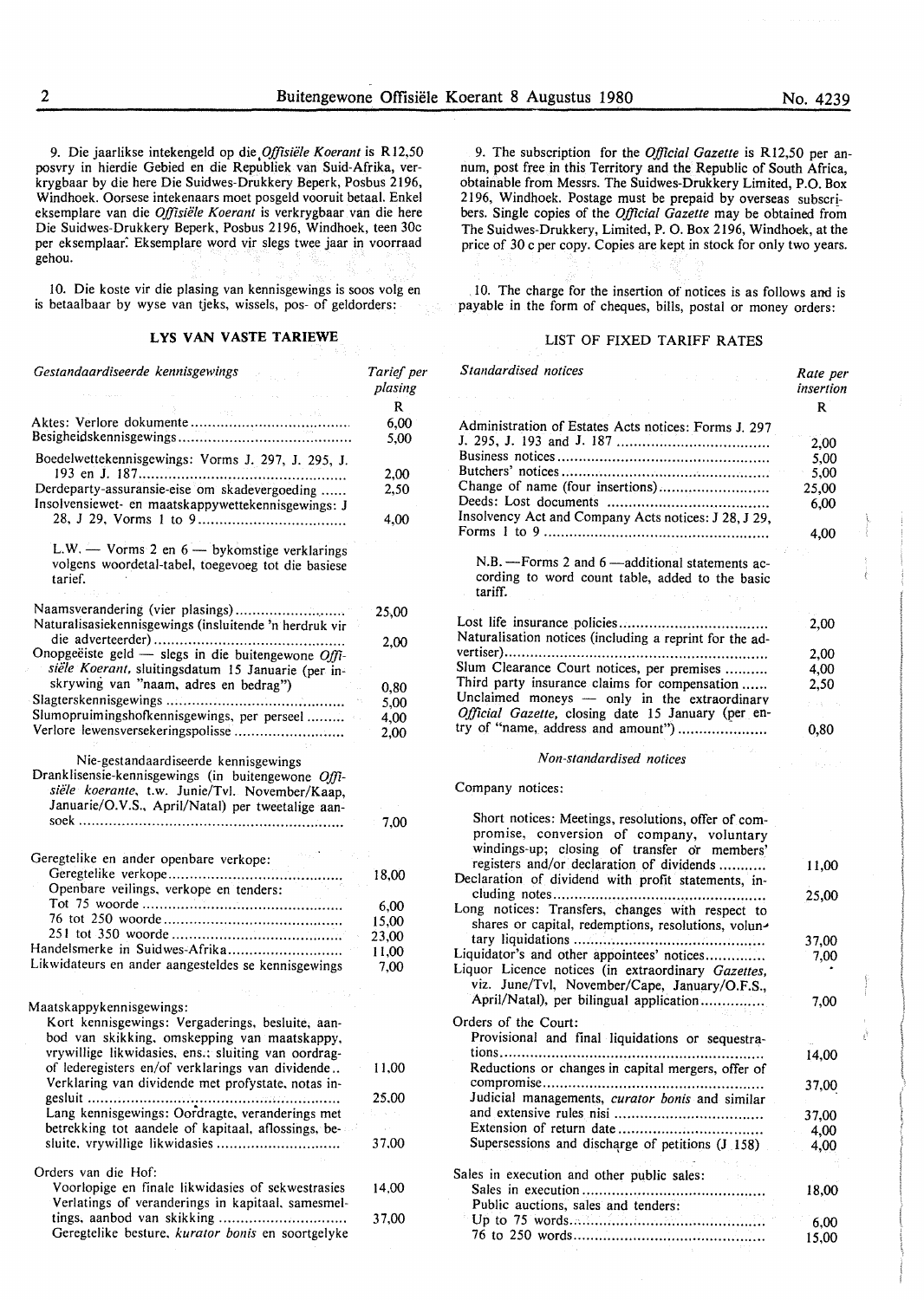9. Die jaarlikse intekengeld op die *Offisiële Koerant* is R12,50 posvry in hierdie Gebied en die Republiek van Suid-Afrika, verkrygbaar by die here Die Suidwes-Drukkery Beperk, Posbus 2196, Windhoek. Oorsese intekenaars moet posgeld vooruit betaal. Enkel eksemplare van die *Offisiële Koerant* is verkrygbaar van die here Die Suidwes-Drukkery Beperk, Posbus 2196, Windhoek, teen 30c per eksemplaar. Eksemplare word vir slegs twee jaar in voorraad gehou.

10. Die koste vir die plasing van kennisgewings is soos volg en is betaalbaar by wyse van tjeks, wissels, pos- of geldorders:

### LYS VAN VASTE TARIEWE

| *Gestandaardiseerde kennisgewings* | *Tarief per plasing* |
|---|---|
| | R |
| Aktes: Verlore dokumente | 6,00 |
| Besigheidskennisgewings | 5,00 |
| Boedelwettekennisgewings: Vorms J. 297, J. 295, J. 193 en J. 187 | 2,00 |
| Derdeparty-assuransie-eise om skadevergoeding | 2,50 |
| Insolvensiewet- en maatskappywettekennisgewings: J 28, J 29, Vorms 1 to 9 | 4,00 |
| L.W. — Vorms 2 en 6 — bykomstige verklarings volgens woordetal-tabel, toegevoeg tot die basiese tarief. | |
| Naamsverandering (vier plasings) | 25,00 |
| Naturalisasiekennisgewings (insluitende 'n herdruk vir die adverteerder) | 2,00 |
| Onopgeëiste geld — slegs in die buitengewone *Offisiële Koerant*, sluitingsdatum 15 Januarie (per inskrywing van "naam, adres en bedrag") | 0,80 |
| Slagterskennisgewings | 5,00 |
| Slumopruimingshofkennisgewings, per perseel | 4,00 |
| Verlore lewensversekeringspolisse | 2,00 |
| Nie-gestandaardiseerde kennisgewings | |
| Dranklisensie-kennisgewings (in buitengewone *Offisiële koerante*, t.w. Junie/Tvl. November/Kaap, Januarie/O.V.S., April/Natal) per tweetalige aansoek | 7,00 |
| Geregtelike en ander openbare verkope: | |
| Geregtelike verkope | 18,00 |
| Openbare veilings, verkope en tenders: | |
| Tot 75 woorde | 6,00 |
| 76 tot 250 woorde | 15,00 |
| 251 tot 350 woorde | 23,00 |
| Handelsmerke in Suidwes-Afrika | 11,00 |
| Likwidateurs en ander aangesteldes se kennisgewings | 7,00 |
| Maatskappykennisgewings: | |
| Kort kennisgewings: Vergaderings, besluite, aanbod van skikking, omskepping van maatskappy, vrywillige likwidasies, ens.; sluiting van oordragof lederegisters en/of verklarings van dividende | 11,00 |
| Verklaring van dividende met profystate, notas ingesluit | 25.00 |
| Lang kennisgewings: Oordragte, veranderings met betrekking tot aandele of kapitaal, aflossings, besluite, vrywillige likwidasies | 37.00 |
| Orders van die Hof: | |
| Voorlopige en finale likwidasies of sekwestrasies | 14.00 |
| Verlatings of veranderings in kapitaal, samesmeltings, aanbod van skikking | 37.00 |
| Geregtelike besture, *kurator bonis* en soortgelyke | |

9. The subscription for the *Official Gazette* is R12,50 per annum, post free in this Territory and the Republic of South Africa, obtainable from Messrs. The Suidwes-Drukkery Limited, P.O. Box 2196, Windhoek. Postage must be prepaid by overseas subscribers. Single copies of the *Official Gazette* may be obtained from The Suidwes-Drukkery, Limited, P. O. Box 2196, Windhoek, at the price of 30 c per copy. Copies are kept in stock for only two years.

10. The charge for the insertion of notices is as follows and is payable in the form of cheques, bills, postal or money orders:

### LIST OF FIXED TARIFF RATES

| *Standardised notices* | *Rate per insertion* |
|---|---|
| | R |
| Administration of Estates Acts notices: Forms J. 297 J. 295, J. 193 and J. 187 | 2,00 |
| Business notices | 5,00 |
| Butchers' notices | 5,00 |
| Change of name (four insertions) | 25,00 |
| Deeds: Lost documents | 6,00 |
| Insolvency Act and Company Acts notices: J 28, J 29, Forms 1 to 9 | 4,00 |
| N.B. — Forms 2 and 6 — additional statements according to word count table, added to the basic tariff. | |
| Lost life insurance policies | 2,00 |
| Naturalisation notices (including a reprint for the advertiser) | 2,00 |
| Slum Clearance Court notices, per premises | 4,00 |
| Third party insurance claims for compensation | 2,50 |
| Unclaimed moneys — only in the extraordinary *Official Gazette*, closing date 15 January (per entry of "name, address and amount") | 0,80 |
| *Non-standardised notices* | |
| Company notices: | |
| Short notices: Meetings, resolutions, offer of compromise, conversion of company, voluntary windings-up; closing of transfer or members' registers and/or declaration of dividends | 11,00 |
| Declaration of dividend with profit statements, including notes | 25,00 |
| Long notices: Transfers, changes with respect to shares or capital, redemptions, resolutions, voluntary liquidations | 37,00 |
| Liquidator's and other appointees' notices | 7,00 |
| Liquor Licence notices (in extraordinary *Gazettes*, viz. June/Tvl, November/Cape, January/O.F.S., April/Natal), per bilingual application | 7,00 |
| Orders of the Court: | |
| Provisional and final liquidations or sequestrations | 14,00 |
| Reductions or changes in capital mergers, offer of compromise | 37,00 |
| Judicial managements, *curator bonis* and similar and extensive rules nisi | 37,00 |
| Extension of return date | 4,00 |
| Supersessions and discharge of petitions (J 158) | 4,00 |
| Sales in execution and other public sales: | |
| Sales in execution | 18,00 |
| Public auctions, sales and tenders: | |
| Up to 75 words | 6,00 |
| 76 to 250 words | 15,00 |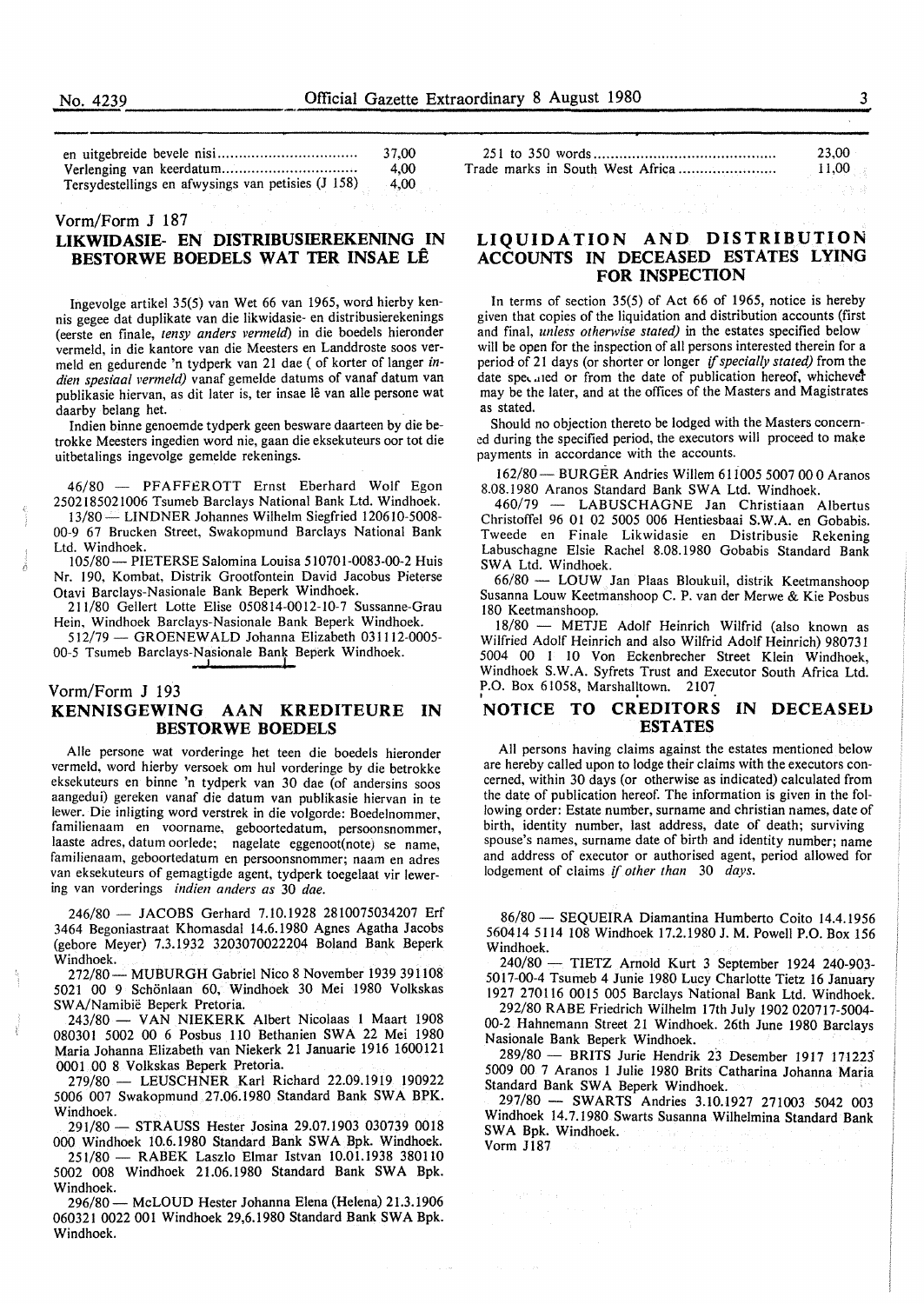| | |
|---|---|
| en uitgebreide bevele nisi | 37,00 |
| Verlenging van keerdatum | 4,00 |
| Tersydestellings en afwysings van petisies (J 158) | 4,00 |

Vorm/Form J 187

## LIKWIDASIE- EN DISTRIBUSIEREKENING IN BESTORWE BOEDELS WAT TER INSAE LÊ

Ingevolge artikel 35(5) van Wet 66 van 1965, word hierby kennis gegee dat duplikate van die likwidasie- en distribusierekenings (eerste en finale, *tensy anders vermeld*) in die boedels hieronder vermeld, in die kantore van die Meesters en Landdroste soos vermeld en gedurende 'n tydperk van 21 dae ( of korter of langer *indien spesiaal vermeld)* vanaf gemelde datums of vanaf datum van publikasie hiervan, as dit later is, ter insae lê van alle persone wat daarby belang het.

Indien binne genoemde tydperk geen besware daarteen by die betrokke Meesters ingedien word nie, gaan die eksekuteurs oor tot die uitbetalings ingevolge gemelde rekenings.

46/80 — PFAFFEROTT Ernst Eberhard Wolf Egon 2502185021006 Tsumeb Barclays National Bank Ltd. Windhoek.

13/80 — LINDNER Johannes Wilhelm Siegfried 120610-5008-00-9 67 Brucken Street, Swakopmund Barclays National Bank Ltd. Windhoek.

105/80 — PIETERSE Salomina Louisa 510701-0083-00-2 Huis Nr. 190, Kombat, Distrik Grootfontein David Jacobus Pieterse Otavi Barclays-Nasionale Bank Beperk Windhoek.

211/80 Gellert Lotte Elise 050814-0012-10-7 Sussanne-Grau Hein, Windhoek Barclays-Nasionale Bank Beperk Windhoek.

512/79 — GROENEWALD Johanna Elizabeth 031112-0005-00-5 Tsumeb Barclays-Nasionale Bank Beperk Windhoek.

Vorm/Form J 193

## KENNISGEWING AAN KREDITEURE IN BESTORWE BOEDELS

Alle persone wat vorderinge het teen die boedels hieronder vermeld, word hierby versoek om hul vorderinge by die betrokke eksekuteurs en binne 'n tydperk van 30 dae (of andersins soos aangedui) gereken vanaf die datum van publikasie hiervan in te lewer. Die inligting word verstrek in die volgorde: Boedelnommer, familienaam en voorname, geboortedatum, persoonsnommer, laaste adres, datum oorlede; nagelate eggenoot(note) se name, familienaam, geboortedatum en persoonsnommer; naam en adres van eksekuteurs of gemagtigde agent, tydperk toegelaat vir lewering van vorderings *indien anders as* 30 *dae.*

246/80 — JACOBS Gerhard 7.10.1928 2810075034207 Erf 3464 Begoniastraat Khomasdal 14.6.1980 Agnes Agatha Jacobs (gebore Meyer) 7.3.1932 3203070022204 Boland Bank Beperk Windhoek.

272/80 — MUBURGH Gabriel Nico 8 November 1939 391108 5021 00 9 Schönlaan 60, Windhoek 30 Mei 1980 Volkskas SWA/Namibië Beperk Pretoria.

243/80 — VAN NIEKERK Albert Nicolaas 1 Maart 1908 080301 5002 00 6 Posbus 110 Bethanien SWA 22 Mei 1980 Maria Johanna Elizabeth van Niekerk 21 Januarie 1916 1600121 0001 00 8 Volkskas Beperk Pretoria.

279/80 — LEUSCHNER Karl Richard 22.09.1919 190922 5006 007 Swakopmund 27.06.1980 Standard Bank SWA BPK. Windhoek.

291/80 — STRAUSS Hester Josina 29.07.1903 030739 0018 000 Windhoek 10.6.1980 Standard Bank SWA Bpk. Windhoek.

251/80 — RABEK Laszlo Elmar Istvan 10.01.1938 380110 5002 008 Windhoek 21.06.1980 Standard Bank SWA Bpk. Windhoek.

296/80 — McLOUD Hester Johanna Elena (Helena) 21.3.1906 060321 0022 001 Windhoek 29,6.1980 Standard Bank SWA Bpk. Windhoek.

| | |
|---|---|
| 251 to 350 words | 23,00 |
| Trade marks in South West Africa | 11,00 |

## LIQUIDATION AND DISTRIBUTION ACCOUNTS IN DECEASED ESTATES LYING FOR INSPECTION

In terms of section 35(5) of Act 66 of 1965, notice is hereby given that copies of the liquidation and distribution accounts (first and final, *unless otherwise stated)* in the estates specified below will be open for the inspection of all persons interested therein for a period of 21 days (or shorter or longer *if specially stated)* from the date specified or from the date of publication hereof, whichever may be the later, and at the offices of the Masters and Magistrates as stated.

Should no objection thereto be lodged with the Masters concerned during the specified period, the executors will proceed to make payments in accordance with the accounts.

162/80 — BURGER Andries Willem 611005 5007 00 0 Aranos 8.08.1980 Aranos Standard Bank SWA Ltd. Windhoek.

460/79 — LABUSCHAGNE Jan Christiaan Albertus Christoffel 96 01 02 5005 006 Hentiesbaai S.W.A. en Gobabis. Tweede en Finale Likwidasie en Distribusie Rekening Labuschagne Elsie Rachel 8.08.1980 Gobabis Standard Bank SWA Ltd. Windhoek.

66/80 — LOUW Jan Plaas Bloukuil, distrik Keetmanshoop Susanna Louw Keetmanshoop C. P. van der Merwe & Kie Posbus 180 Keetmanshoop.

18/80 — METJE Adolf Heinrich Wilfrid (also known as Wilfried Adolf Heinrich and also Wilfrid Adolf Heinrich) 980731 5004 00 1 10 Von Eckenbrecher Street Klein Windhoek, Windhoek S.W.A. Syfrets Trust and Executor South Africa Ltd. P.O. Box 61058, Marshalltown. 2107

## NOTICE TO CREDITORS IN DECEASED ESTATES

All persons having claims against the estates mentioned below are hereby called upon to lodge their claims with the executors concerned, within 30 days (or otherwise as indicated) calculated from the date of publication hereof. The information is given in the following order: Estate number, surname and christian names, date of birth, identity number, last address, date of death; surviving spouse's names, surname date of birth and identity number; name and address of executor or authorised agent, period allowed for lodgement of claims *if other than* 30 *days.*

86/80 — SEQUEIRA Diamantina Humberto Coito 14.4.1956 560414 5114 108 Windhoek 17.2.1980 J. M. Powell P.O. Box 156 Windhoek.

240/80 — TIETZ Arnold Kurt 3 September 1924 240-903-5017-00-4 Tsumeb 4 Junie 1980 Lucy Charlotte Tietz 16 January 1927 270116 0015 005 Barclays National Bank Ltd. Windhoek.

292/80 RABE Friedrich Wilhelm 17th July 1902 020717-5004-00-2 Hahnemann Street 21 Windhoek. 26th June 1980 Barclays Nasionale Bank Beperk Windhoek.

289/80 — BRITS Jurie Hendrik 23 Desember 1917 171223 5009 00 7 Aranos 1 Julie 1980 Brits Catharina Johanna Maria Standard Bank SWA Beperk Windhoek.

297/80 — SWARTS Andries 3.10.1927 271003 5042 003 Windhoek 14.7.1980 Swarts Susanna Wilhelmina Standard Bank SWA Bpk. Windhoek.

Vorm J187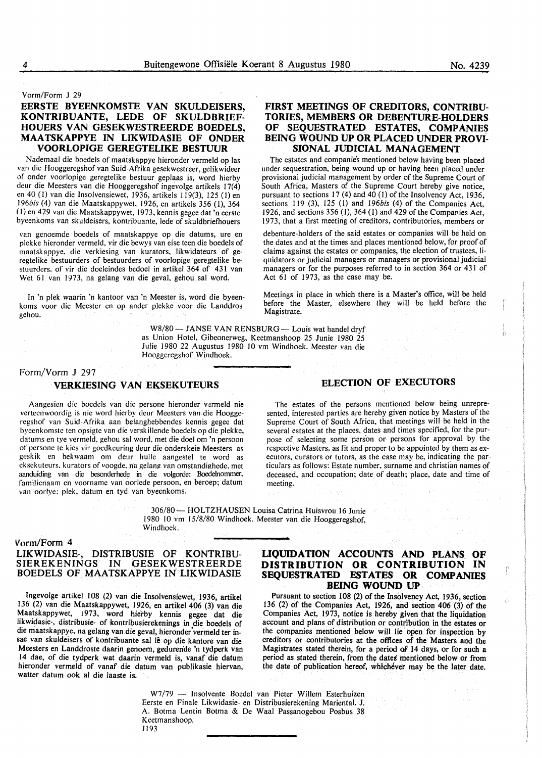Vorm/Form J 29

## EERSTE BYEENKOMSTE VAN SKULDEISERS, KONTRIBUANTE, LEDE OF SKULDBRIEF-HOUERS VAN GESEKWESTREERDE BOEDELS, MAATSKAPPYE IN LIKWIDASIE OF ONDER VOORLOPIGE GEREGTELIKE BESTUUR

Nademaal die boedels of maatskappye hieronder vermeld op las van die Hooggeregshof van Suid-Afrika gesekwestreer, gelikwideer of onder voorlopige geregtelike bestuur geplaas is, word hierby deur die Meesters van die Hooggeregshof ingevolge artikels 17(4) en 40 (1) van die Insolvensiewet, 1936, artikels 119(3), 125 (1) en 196*bis* (4) van die Maatskappywet, 1926, en artikels 356 (1), 364 (1) en 429 van die Maatskappywet, 1973, kennis gegee dat 'n eerste byeenkoms van skuldeisers, kontribuante, lede of skuldbriefhouers van genoemde boedels of maatskappye op die datums, ure en plekke hieronder vermeld, vir die bewys van eise teen die boedels of maatskappye, die verkiesing van kurators, likwidateurs of geregtelike bestuurders of bestuurders of voorlopige geregtelike bestuurders, of vir die doeleindes bedoel in artikel 364 of 431 van Wet 61 van 1973, na gelang van die geval, gehou sal word.

In 'n plek waarin 'n kantoor van 'n Meester is, word die byeenkoms voor die Meester en op ander plekke voor die Landdros gehou.

## FIRST MEETINGS OF CREDITORS, CONTRIBUTORIES, MEMBERS OR DEBENTURE-HOLDERS OF SEQUESTRATED ESTATES, COMPANIES BEING WOUND UP OR PLACED UNDER PROVISIONAL JUDICIAL MANAGEMENT

The estates and companies mentioned below having been placed under sequestration, being wound up or having been placed under provisional judicial management by order of the Supreme Court of South Africa, Masters of the Supreme Court hereby give notice, pursuant to sections 17 (4) and 40 (1) of the Insolvency Act, 1936, sections 119 (3), 125 (1) and 196*bis* (4) of the Companies Act, 1926, and sections 356 (1), 364 (1) and 429 of the Companies Act, 1973, that a first meeting of creditors, contributories, members or debenture-holders of the said estates or companies will be held on the dates and at the times and places mentioned below, for proof of claims against the estates or companies, the election of trustees, liquidators or judicial managers or managers or provisional judicial managers or for the purposes referred to in section 364 or 431 of Act 61 of 1973, as the case may be.

Meetings in place in which there is a Master's office, will be held before the Master, elsewhere they will be held before the Magistrate.

W8/80 — JANSE VAN RENSBURG — Louis wat handel dryf as Union Hotel, Gibeonerweg, Keetmanshoop 25 Junie 1980 25 Julie 1980 22 Augustus 1980 10 vm Windhoek. Meester van die Hooggeregshof Windhoek.

---

Form/Vorm J 297

## VERKIESING VAN EKSEKUTEURS

Aangesien die boedels van die persone hieronder vermeld nie verteenwoordig is nie word hierby deur Meesters van die Hooggeregshof van Suid-Afrika aan belanghebbendes kennis gegee dat byeenkomste ten opsigte van die verskillende boedels op die plekke, datums en tye vermeld, gehou sal word, met die doel om 'n persoon of persone te kies vir goedkeuring deur die onderskeie Meesters as geskik en bekwaam om deur hulle aangestel te word as eksekuteurs, kurators of voogde, na gelang van omstandighede, met aanduiding van die besonderhede in die volgorde: Boedelnommer, familienaam en voorname van oorlede persoon, en beroep; datum van oorlye; plek, datum en tyd van byeenkoms.

## ELECTION OF EXECUTORS

The estates of the persons mentioned below being unrepresented, interested parties are hereby given notice by Masters of the Supreme Court of South Africa, that meetings will be held in the several estates at the places, dates and times specified, for the purpose of selecting some person or persons for approval by the respective Masters, as fit and proper to be appointed by them as executors, curators or tutors, as the case may be, indicating the particulars as follows: Estate number, surname and christian names of deceased, and occupation; date of death; place, date and time of meeting.

306/80 — HOLTZHAUSEN Louisa Catrina Huisvrou 16 Junie 1980 10 vm 15/8/80 Windhoek. Meester van die Hooggeregshof, Windhoek.

---

Vorm/Form 4

## LIKWIDASIE-, DISTRIBUSIE OF KONTRIBUSIEREKENINGS IN GESEKWESTREERDE BOEDELS OF MAATSKAPPYE IN LIKWIDASIE

Ingevolge artikel 108 (2) van die Insolvensiewet, 1936, artikel 136 (2) van die Maatskappywet, 1926, en artikel 406 (3) van die Maatskappywet, 1973, word hierby kennis gegee dat die likwidasie-, distribusie- of kontribusierekenings in die boedels of die maatskappye, na gelang van die geval, hieronder vermeld ter insae van skuldeisers of kontribuante sal lê op die kantore van die Meesters en Landdroste daarin genoem, gedurende 'n tydperk van 14 dae, of die tydperk wat daarin vermeld is, vanaf die datum hieronder vermeld of vanaf die datum van publikasie hiervan, watter datum ook al die laaste is.

## LIQUIDATION ACCOUNTS AND PLANS OF DISTRIBUTION OR CONTRIBUTION IN SEQUESTRATED ESTATES OR COMPANIES BEING WOUND UP

Pursuant to section 108 (2) of the Insolvency Act, 1936, section 136 (2) of the Companies Act, 1926, and section 406 (3) of the Companies Act, 1973, notice is hereby given that the liquidation account and plans of distribution or contribution in the estates or the companies mentioned below will lie open for inspection by creditors or contributories at the offices of the Masters and the Magistrates stated therein, for a period of 14 days, or for such a period as stated therein, from the dates mentioned below or from the date of publication hereof, whichever may be the later date.

W7/79 — Insolvente Boedel van Pieter Willem Esterhuizen Eerste en Finale Likwidasie- en Distribusierekening Mariental. J. A. Botma Lentin Botma & De Waal Passanogebou Posbus 38 Keetmanshoop.
J193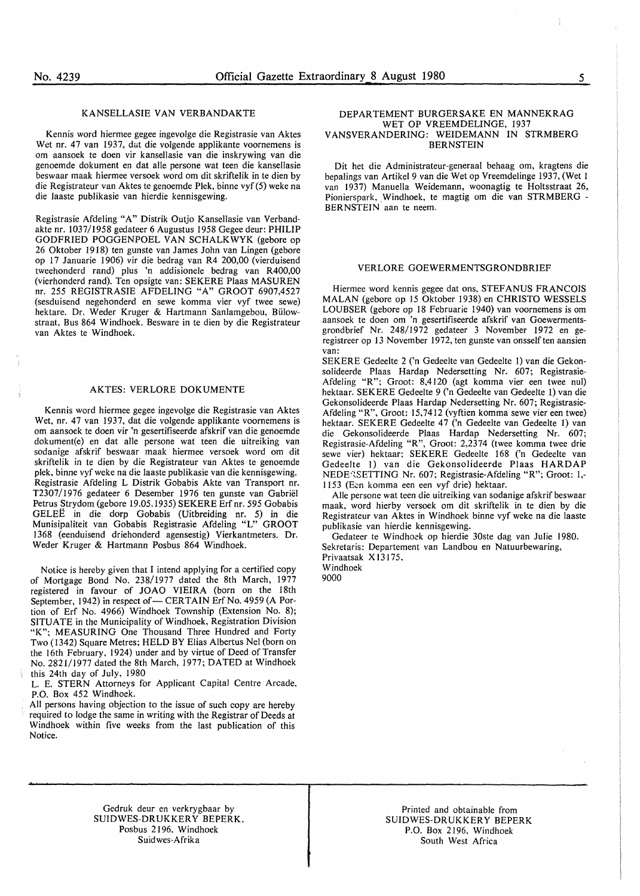### KANSELLASIE VAN VERBANDAKTE

Kennis word hiermee gegee ingevolge die Registrasie van Aktes Wet nr. 47 van 1937, dat die volgende applikante voornemens is om aansoek te doen vir kansellasie van die inskrywing van die genoemde dokument en dat alle persone wat teen die kansellasie beswaar maak hiermee versoek word om dit skriftelik in te dien by die Registrateur van Aktes te genoemde Plek, binne vyf (5) weke na die laaste publikasie van hierdie kennisgewing.

Registrasie Afdeling "A" Distrik Outjo Kansellasie van Verbandakte nr. 1037/1958 gedateer 6 Augustus 1958 Gegee deur: PHILIP GODFRIED POGGENPOEL VAN SCHALKWYK (gebore op 26 Oktober 1918) ten gunste van James John van Lingen (gebore op 17 Januarie 1906) vir die bedrag van R4 200,00 (vierduisend tweehonderd rand) plus 'n addisionele bedrag van R400,00 (vierhonderd rand). Ten opsigte van: SEKERE Plaas MASUREN nr. 255 REGISTRASIE AFDELING "A" GROOT 6907,4527 (sesduisend negehonderd en sewe komma vier vyf twee sewe) hektare. Dr. Weder Kruger & Hartmann Sanlamgebou, Bülowstraat, Bus 864 Windhoek. Besware in te dien by die Registrateur van Aktes te Windhoek.

### AKTES: VERLORE DOKUMENTE

Kennis word hiermee gegee ingevolge die Registrasie van Aktes Wet, nr. 47 van 1937, dat die volgende applikante voornemens is om aansoek te doen vir 'n gesertifiseerde afskrif van die genoemde dokument(e) en dat alle persone wat teen die uitreiking van sodanige afskrif beswaar maak hiermee versoek word om dit skriftelik in te dien by die Registrateur van Aktes te genoemde plek, binne vyf weke na die laaste publikasie van die kennisgewing. Registrasie Afdeling L Distrik Gobabis Akte van Transport nr. T2307/1976 gedateer 6 Desember 1976 ten gunste van Gabriël Petrus Strydom (gebore 19.05.1935) SEKERE Erf nr. 595 Gobabis GELEË in die dorp Gobabis (Uitbreiding nr. 5) in die Munisipaliteit van Gobabis Registrasie Afdeling "L" GROOT 1368 (eenduisend driehonderd agensestig) Vierkantmeters. Dr. Weder Kruger & Hartmann Posbus 864 Windhoek.

Notice is hereby given that I intend applying for a certified copy of Mortgage Bond No. 238/1977 dated the 8th March, 1977 registered in favour of JOAO VIEIRA (born on the 18th September, 1942) in respect of — CERTAIN Erf No. 4959 (A Portion of Erf No. 4966) Windhoek Township (Extension No. 8); SITUATE in the Municipality of Windhoek, Registration Division "K"; MEASURING One Thousand Three Hundred and Forty Two (1342) Square Metres; HELD BY Elias Albertus Nel (born on the 16th February, 1924) under and by virtue of Deed of Transfer No. 2821/1977 dated the 8th March, 1977; DATED at Windhoek this 24th day of July, 1980

L. E. STERN Attorneys for Applicant Capital Centre Arcade, P.O. Box 452 Windhoek.

All persons having objection to the issue of such copy are hereby required to lodge the same in writing with the Registrar of Deeds at Windhoek within five weeks from the last publication of this Notice.

### DEPARTEMENT BURGERSAKE EN MANNEKRAG WET OP VREEMDELINGE, 1937 VANSVERANDERING: WEIDEMANN IN STRMBERG BERNSTEIN

Dit het die Administrateur-generaal behaag om, kragtens die bepalings van Artikel 9 van die Wet op Vreemdelinge 1937, (Wet 1 van 1937) Manuella Weidemann, woonagtig te Holtsstraat 26, Pionierspark, Windhoek, te magtig om die van STRMBERG - BERNSTEIN aan te neem.

### VERLORE GOEWERMENTSGRONDBRIEF

Hiermee word kennis gegee dat ons, STEFANUS FRANCOIS MALAN (gebore op 15 Oktober 1938) en CHRISTO WESSELS LOUBSER (gebore op 18 Februarie 1940) van voornemens is om aansoek te doen om 'n gesertifiseerde afskrif van Goewermentsgrondbrief Nr. 248/1972 gedateer 3 November 1972 en geregistreer op 13 November 1972, ten gunste van onsself ten aansien van:

SEKERE Gedeelte 2 ('n Gedeelte van Gedeelte 1) van die Gekonsolideerde Plaas Hardap Nedersetting Nr. 607; Registrasie-Afdeling "R"; Groot: 8,4120 (agt komma vier een twee nul) hektaar. SEKERE Gedeelte 9 ('n Gedeelte van Gedeelte 1) van die Gekonsolideerde Plaas Hardap Nedersetting Nr. 607; Registrasie-Afdeling "R", Groot: 15,7412 (vyftien komma sewe vier een twee) hektaar. SEKERE Gedeelte 47 ('n Gedeelte van Gedeelte 1) van die Gekonsolideerde Plaas Hardap Nedersetting Nr. 607; Registrasie-Afdeling "R", Groot: 2,2374 (twee komma twee drie sewe vier) hektaar; SEKERE Gedeelte 168 ('n Gedeelte van Gedeelte 1) van die Gekonsolideerde Plaas HARDAP NEDERSETTING Nr. 607; Registrasie-Afdeling "R"; Groot: 1,1153 (Een komma een een vyf drie) hektaar.

Alle persone wat teen die uitreiking van sodanige afskrif beswaar maak, word hierby versoek om dit skriftelik in te dien by die Registrateur van Aktes in Windhoek binne vyf weke na die laaste publikasie van hierdie kennisgewing.

Gedateer te Windhoek op hierdie 30ste dag van Julie 1980.
Sekretaris: Departement van Landbou en Natuurbewaring,
Privaatsak X13175,
Windhoek
9000

Gedruk deur en verkrygbaar by
SUIDWES-DRUKKERY BEPERK,
Posbus 2196, Windhoek
Suidwes-Afrika

Printed and obtainable from
SUIDWES-DRUKKERY BEPERK
P.O. Box 2196, Windhoek
South West Africa